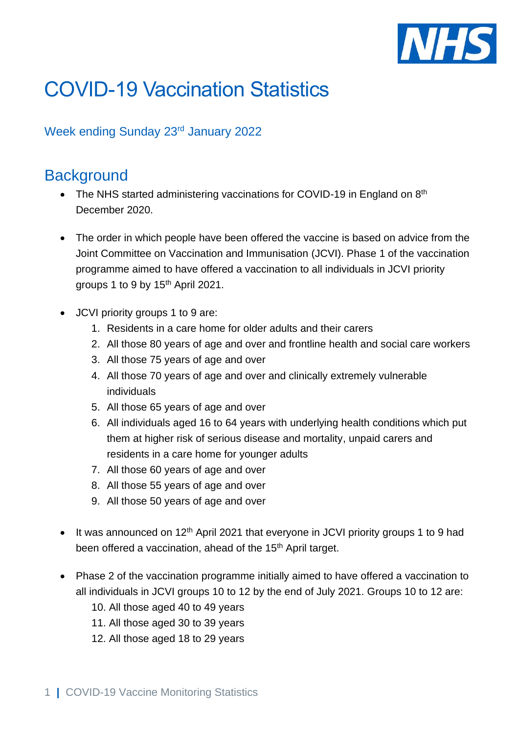# COVID-19 Vaccination Statistics

Week ending Sunday 23rd January 2022

## Background

- The NHS started administering vaccinations for COVID-19 in England on 8th December 2020.

- The order in which people have been offered the vaccine is based on advice from the Joint Committee on Vaccination and Immunisation (JCVI). Phase 1 of the vaccination programme aimed to have offered a vaccination to all individuals in JCVI priority groups 1 to 9 by 15th April 2021.

- JCVI priority groups 1 to 9 are:
  1. Residents in a care home for older adults and their carers
  2. All those 80 years of age and over and frontline health and social care workers
  3. All those 75 years of age and over
  4. All those 70 years of age and over and clinically extremely vulnerable individuals
  5. All those 65 years of age and over
  6. All individuals aged 16 to 64 years with underlying health conditions which put them at higher risk of serious disease and mortality, unpaid carers and residents in a care home for younger adults
  7. All those 60 years of age and over
  8. All those 55 years of age and over
  9. All those 50 years of age and over

- It was announced on 12th April 2021 that everyone in JCVI priority groups 1 to 9 had been offered a vaccination, ahead of the 15th April target.

- Phase 2 of the vaccination programme initially aimed to have offered a vaccination to all individuals in JCVI groups 10 to 12 by the end of July 2021. Groups 10 to 12 are:
  10. All those aged 40 to 49 years
  11. All those aged 30 to 39 years
  12. All those aged 18 to 29 years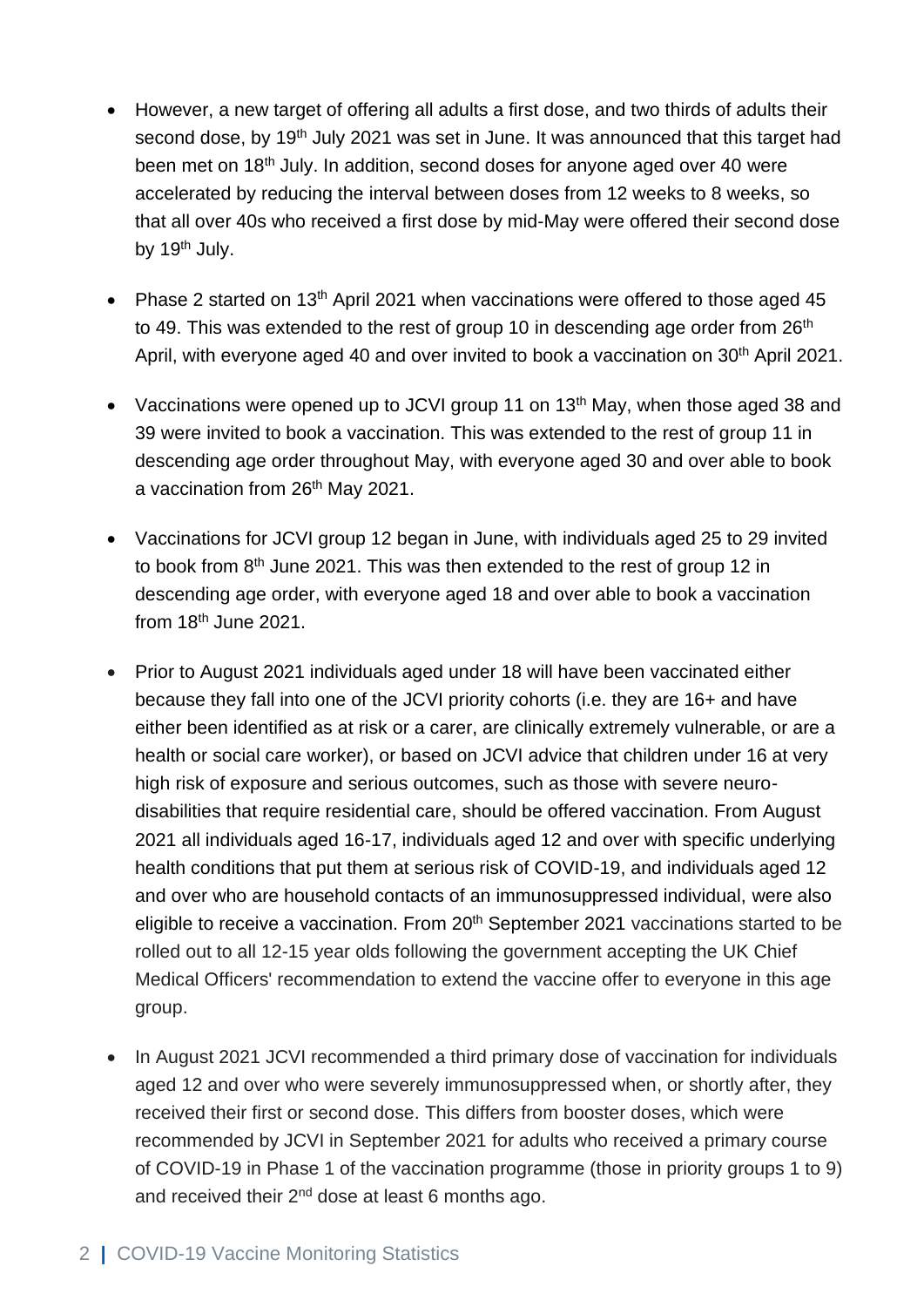- However, a new target of offering all adults a first dose, and two thirds of adults their second dose, by 19th July 2021 was set in June. It was announced that this target had been met on 18th July. In addition, second doses for anyone aged over 40 were accelerated by reducing the interval between doses from 12 weeks to 8 weeks, so that all over 40s who received a first dose by mid-May were offered their second dose by 19th July.

- Phase 2 started on 13th April 2021 when vaccinations were offered to those aged 45 to 49. This was extended to the rest of group 10 in descending age order from 26th April, with everyone aged 40 and over invited to book a vaccination on 30th April 2021.

- Vaccinations were opened up to JCVI group 11 on 13th May, when those aged 38 and 39 were invited to book a vaccination. This was extended to the rest of group 11 in descending age order throughout May, with everyone aged 30 and over able to book a vaccination from 26th May 2021.

- Vaccinations for JCVI group 12 began in June, with individuals aged 25 to 29 invited to book from 8th June 2021. This was then extended to the rest of group 12 in descending age order, with everyone aged 18 and over able to book a vaccination from 18th June 2021.

- Prior to August 2021 individuals aged under 18 will have been vaccinated either because they fall into one of the JCVI priority cohorts (i.e. they are 16+ and have either been identified as at risk or a carer, are clinically extremely vulnerable, or are a health or social care worker), or based on JCVI advice that children under 16 at very high risk of exposure and serious outcomes, such as those with severe neuro-disabilities that require residential care, should be offered vaccination. From August 2021 all individuals aged 16-17, individuals aged 12 and over with specific underlying health conditions that put them at serious risk of COVID-19, and individuals aged 12 and over who are household contacts of an immunosuppressed individual, were also eligible to receive a vaccination. From 20th September 2021 vaccinations started to be rolled out to all 12-15 year olds following the government accepting the UK Chief Medical Officers' recommendation to extend the vaccine offer to everyone in this age group.

- In August 2021 JCVI recommended a third primary dose of vaccination for individuals aged 12 and over who were severely immunosuppressed when, or shortly after, they received their first or second dose. This differs from booster doses, which were recommended by JCVI in September 2021 for adults who received a primary course of COVID-19 in Phase 1 of the vaccination programme (those in priority groups 1 to 9) and received their 2nd dose at least 6 months ago.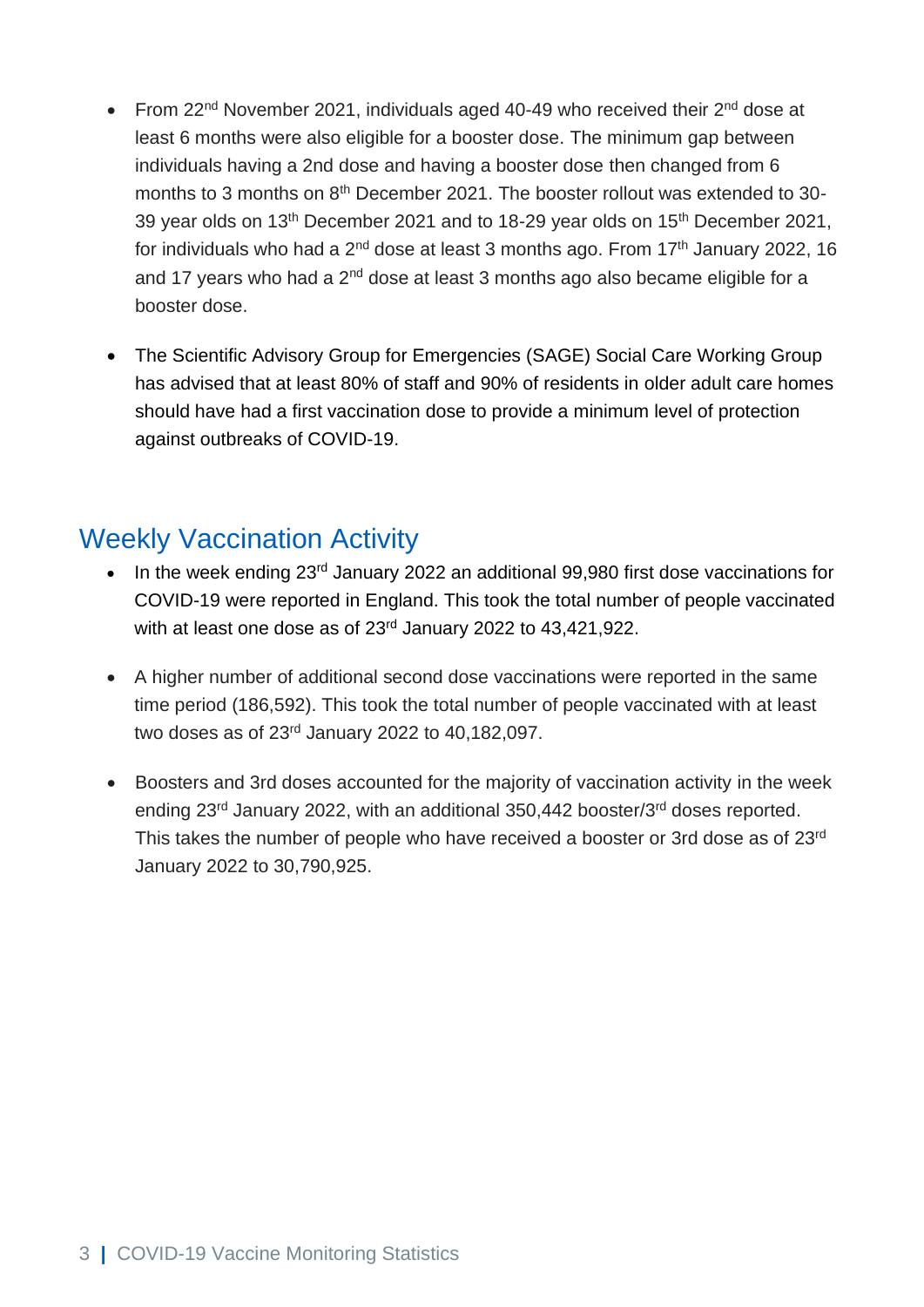- From 22nd November 2021, individuals aged 40-49 who received their 2nd dose at least 6 months were also eligible for a booster dose. The minimum gap between individuals having a 2nd dose and having a booster dose then changed from 6 months to 3 months on 8th December 2021. The booster rollout was extended to 30-39 year olds on 13th December 2021 and to 18-29 year olds on 15th December 2021, for individuals who had a 2nd dose at least 3 months ago. From 17th January 2022, 16 and 17 years who had a 2nd dose at least 3 months ago also became eligible for a booster dose.

- The Scientific Advisory Group for Emergencies (SAGE) Social Care Working Group has advised that at least 80% of staff and 90% of residents in older adult care homes should have had a first vaccination dose to provide a minimum level of protection against outbreaks of COVID-19.

## Weekly Vaccination Activity

- In the week ending 23rd January 2022 an additional 99,980 first dose vaccinations for COVID-19 were reported in England. This took the total number of people vaccinated with at least one dose as of 23rd January 2022 to 43,421,922.

- A higher number of additional second dose vaccinations were reported in the same time period (186,592). This took the total number of people vaccinated with at least two doses as of 23rd January 2022 to 40,182,097.

- Boosters and 3rd doses accounted for the majority of vaccination activity in the week ending 23rd January 2022, with an additional 350,442 booster/3rd doses reported. This takes the number of people who have received a booster or 3rd dose as of 23rd January 2022 to 30,790,925.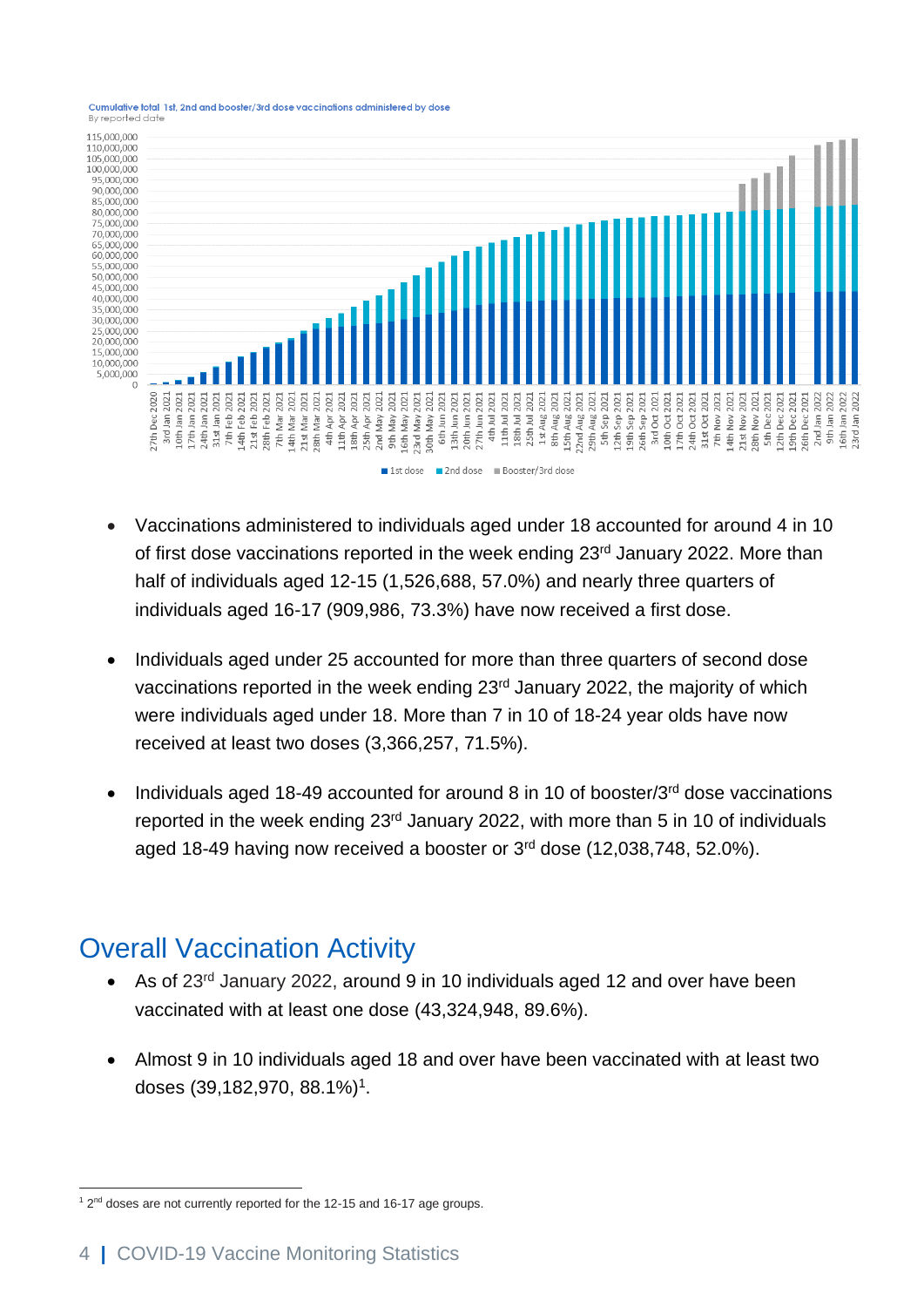Cumulative total 1st, 2nd and booster/3rd dose vaccinations administered by dose

By reported date

- Vaccinations administered to individuals aged under 18 accounted for around 4 in 10 of first dose vaccinations reported in the week ending 23rd January 2022. More than half of individuals aged 12-15 (1,526,688, 57.0%) and nearly three quarters of individuals aged 16-17 (909,986, 73.3%) have now received a first dose.

- Individuals aged under 25 accounted for more than three quarters of second dose vaccinations reported in the week ending 23rd January 2022, the majority of which were individuals aged under 18. More than 7 in 10 of 18-24 year olds have now received at least two doses (3,366,257, 71.5%).

- Individuals aged 18-49 accounted for around 8 in 10 of booster/3rd dose vaccinations reported in the week ending 23rd January 2022, with more than 5 in 10 of individuals aged 18-49 having now received a booster or 3rd dose (12,038,748, 52.0%).

## Overall Vaccination Activity

- As of 23rd January 2022, around 9 in 10 individuals aged 12 and over have been vaccinated with at least one dose (43,324,948, 89.6%).

- Almost 9 in 10 individuals aged 18 and over have been vaccinated with at least two doses (39,182,970, 88.1%)[1].

[1] 2nd doses are not currently reported for the 12-15 and 16-17 age groups.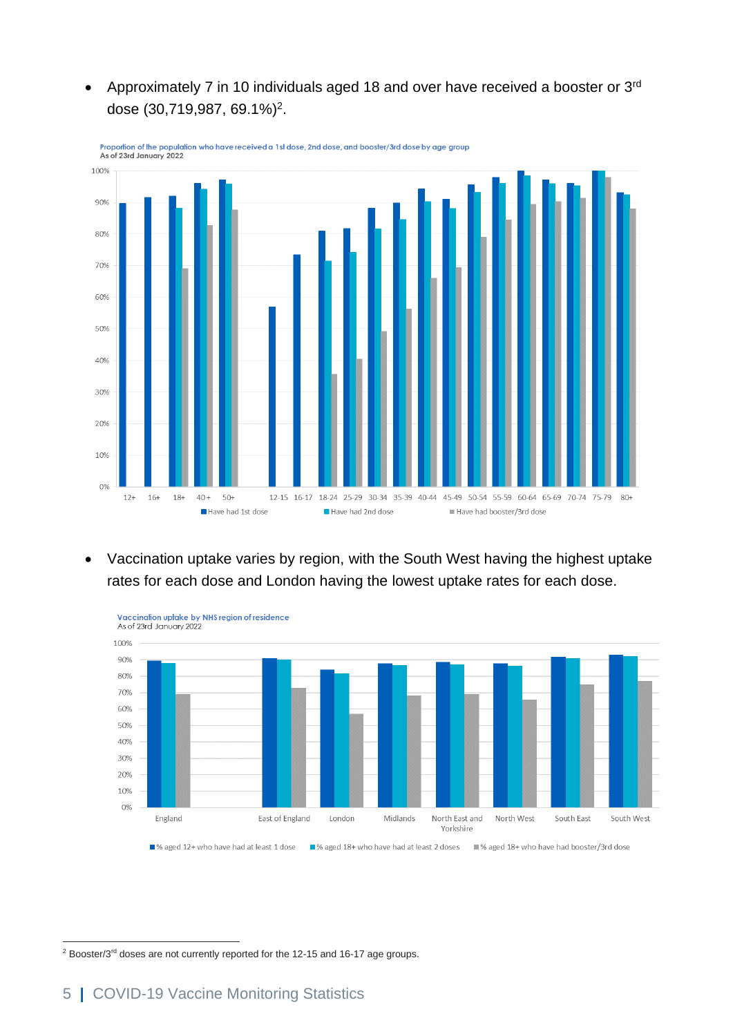- Approximately 7 in 10 individuals aged 18 and over have received a booster or 3rd dose (30,719,987, 69.1%)[2].

Proportion of the population who have received a 1st dose, 2nd dose, and booster/3rd dose by age group
As of 23rd January 2022

- Vaccination uptake varies by region, with the South West having the highest uptake rates for each dose and London having the lowest uptake rates for each dose.

Vaccination uptake by NHS region of residence
As of 23rd January 2022

[2] Booster/3rd doses are not currently reported for the 12-15 and 16-17 age groups.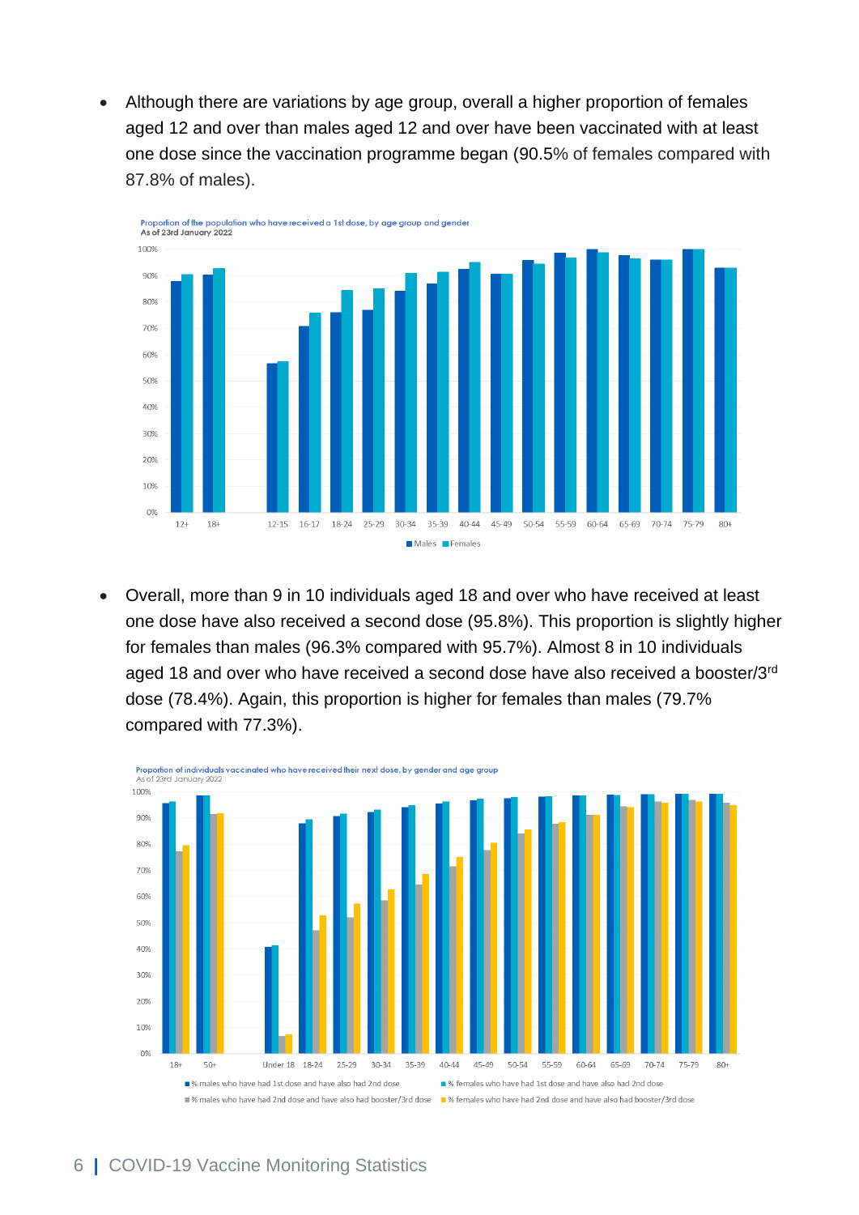- Although there are variations by age group, overall a higher proportion of females aged 12 and over than males aged 12 and over have been vaccinated with at least one dose since the vaccination programme began (90.5% of females compared with 87.8% of males).

Proportion of the population who have received a 1st dose, by age group and gender
As of 23rd January 2022

- Overall, more than 9 in 10 individuals aged 18 and over who have received at least one dose have also received a second dose (95.8%). This proportion is slightly higher for females than males (96.3% compared with 95.7%). Almost 8 in 10 individuals aged 18 and over who have received a second dose have also received a booster/3rd dose (78.4%). Again, this proportion is higher for females than males (79.7% compared with 77.3%).

Proportion of individuals vaccinated who have received their next dose, by gender and age group
As of 23rd January 2022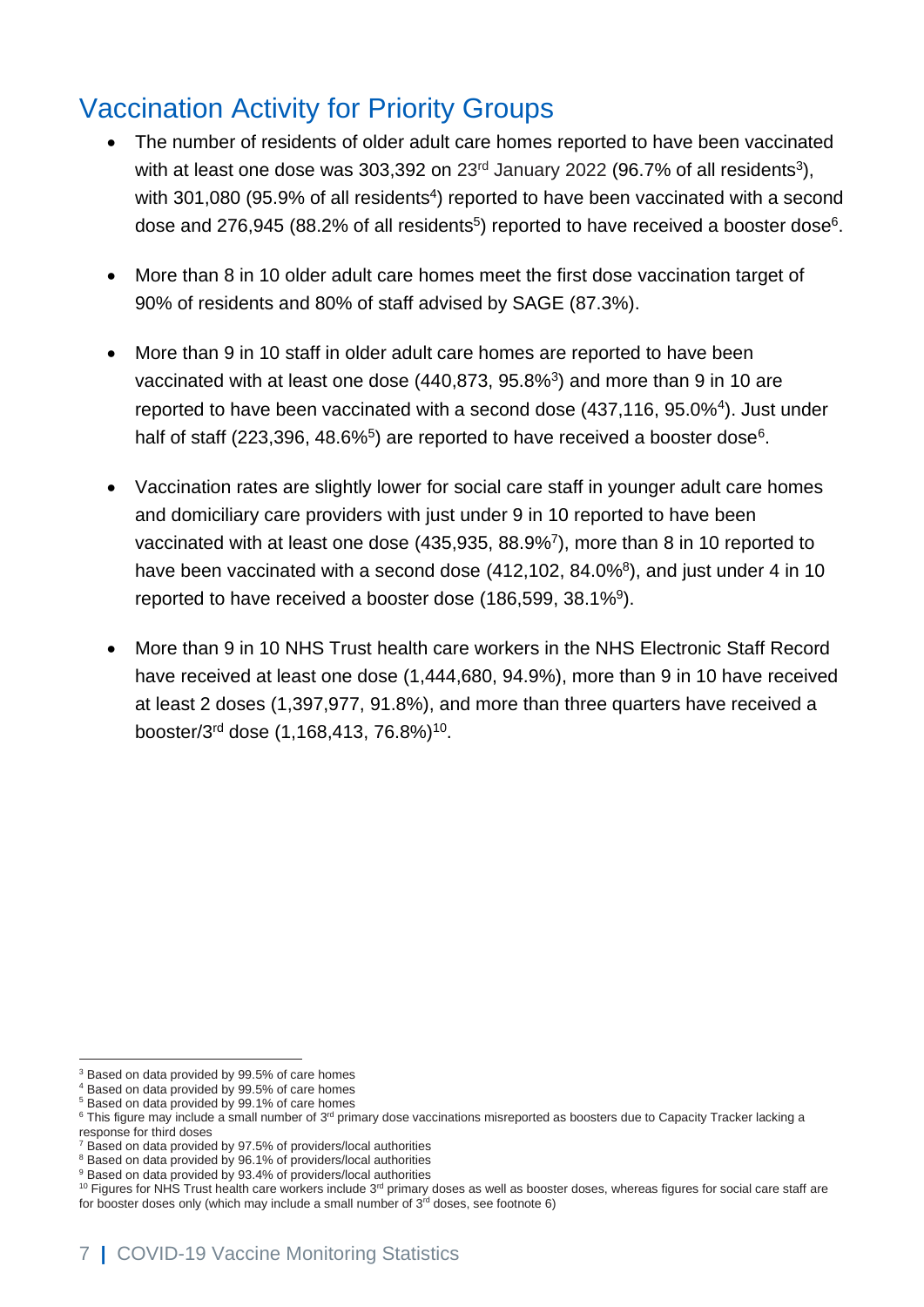## Vaccination Activity for Priority Groups

- The number of residents of older adult care homes reported to have been vaccinated with at least one dose was 303,392 on 23rd January 2022 (96.7% of all residents[3]), with 301,080 (95.9% of all residents[4]) reported to have been vaccinated with a second dose and 276,945 (88.2% of all residents[5]) reported to have received a booster dose[6].

- More than 8 in 10 older adult care homes meet the first dose vaccination target of 90% of residents and 80% of staff advised by SAGE (87.3%).

- More than 9 in 10 staff in older adult care homes are reported to have been vaccinated with at least one dose (440,873, 95.8%[3]) and more than 9 in 10 are reported to have been vaccinated with a second dose (437,116, 95.0%[4]). Just under half of staff (223,396, 48.6%[5]) are reported to have received a booster dose[6].

- Vaccination rates are slightly lower for social care staff in younger adult care homes and domiciliary care providers with just under 9 in 10 reported to have been vaccinated with at least one dose (435,935, 88.9%[7]), more than 8 in 10 reported to have been vaccinated with a second dose (412,102, 84.0%[8]), and just under 4 in 10 reported to have received a booster dose (186,599, 38.1%[9]).

- More than 9 in 10 NHS Trust health care workers in the NHS Electronic Staff Record have received at least one dose (1,444,680, 94.9%), more than 9 in 10 have received at least 2 doses (1,397,977, 91.8%), and more than three quarters have received a booster/3rd dose (1,168,413, 76.8%)[10].

---

[3] Based on data provided by 99.5% of care homes

[4] Based on data provided by 99.5% of care homes

[5] Based on data provided by 99.1% of care homes

[6] This figure may include a small number of 3rd primary dose vaccinations misreported as boosters due to Capacity Tracker lacking a response for third doses

[7] Based on data provided by 97.5% of providers/local authorities

[8] Based on data provided by 96.1% of providers/local authorities

[9] Based on data provided by 93.4% of providers/local authorities

[10] Figures for NHS Trust health care workers include 3rd primary doses as well as booster doses, whereas figures for social care staff are for booster doses only (which may include a small number of 3rd doses, see footnote 6)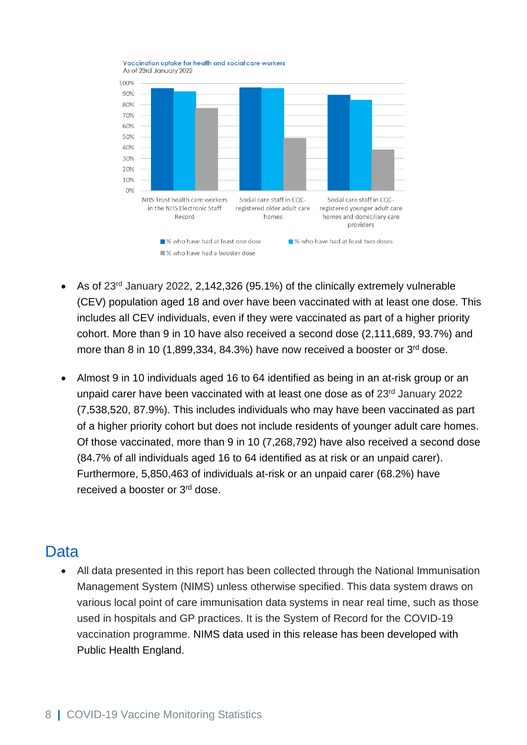Vaccination uptake for health and social care workers
As of 23rd January 2022

| | % who have had at least one dose | % who have had at least two doses | % who have had a booster dose |
|---|---|---|---|
| NHS Trust health care workers in the NHS Electronic Staff Record | | | |
| Social care staff in CQC-registered older adult care homes | | | |
| Social care staff in CQC-registered younger adult care homes and domiciliary care providers | | | |

- As of 23rd January 2022, 2,142,326 (95.1%) of the clinically extremely vulnerable (CEV) population aged 18 and over have been vaccinated with at least one dose. This includes all CEV individuals, even if they were vaccinated as part of a higher priority cohort. More than 9 in 10 have also received a second dose (2,111,689, 93.7%) and more than 8 in 10 (1,899,334, 84.3%) have now received a booster or 3rd dose.

- Almost 9 in 10 individuals aged 16 to 64 identified as being in an at-risk group or an unpaid carer have been vaccinated with at least one dose as of 23rd January 2022 (7,538,520, 87.9%). This includes individuals who may have been vaccinated as part of a higher priority cohort but does not include residents of younger adult care homes. Of those vaccinated, more than 9 in 10 (7,268,792) have also received a second dose (84.7% of all individuals aged 16 to 64 identified as at risk or an unpaid carer). Furthermore, 5,850,463 of individuals at-risk or an unpaid carer (68.2%) have received a booster or 3rd dose.

## Data

- All data presented in this report has been collected through the National Immunisation Management System (NIMS) unless otherwise specified. This data system draws on various local point of care immunisation data systems in near real time, such as those used in hospitals and GP practices. It is the System of Record for the COVID-19 vaccination programme. NIMS data used in this release has been developed with Public Health England.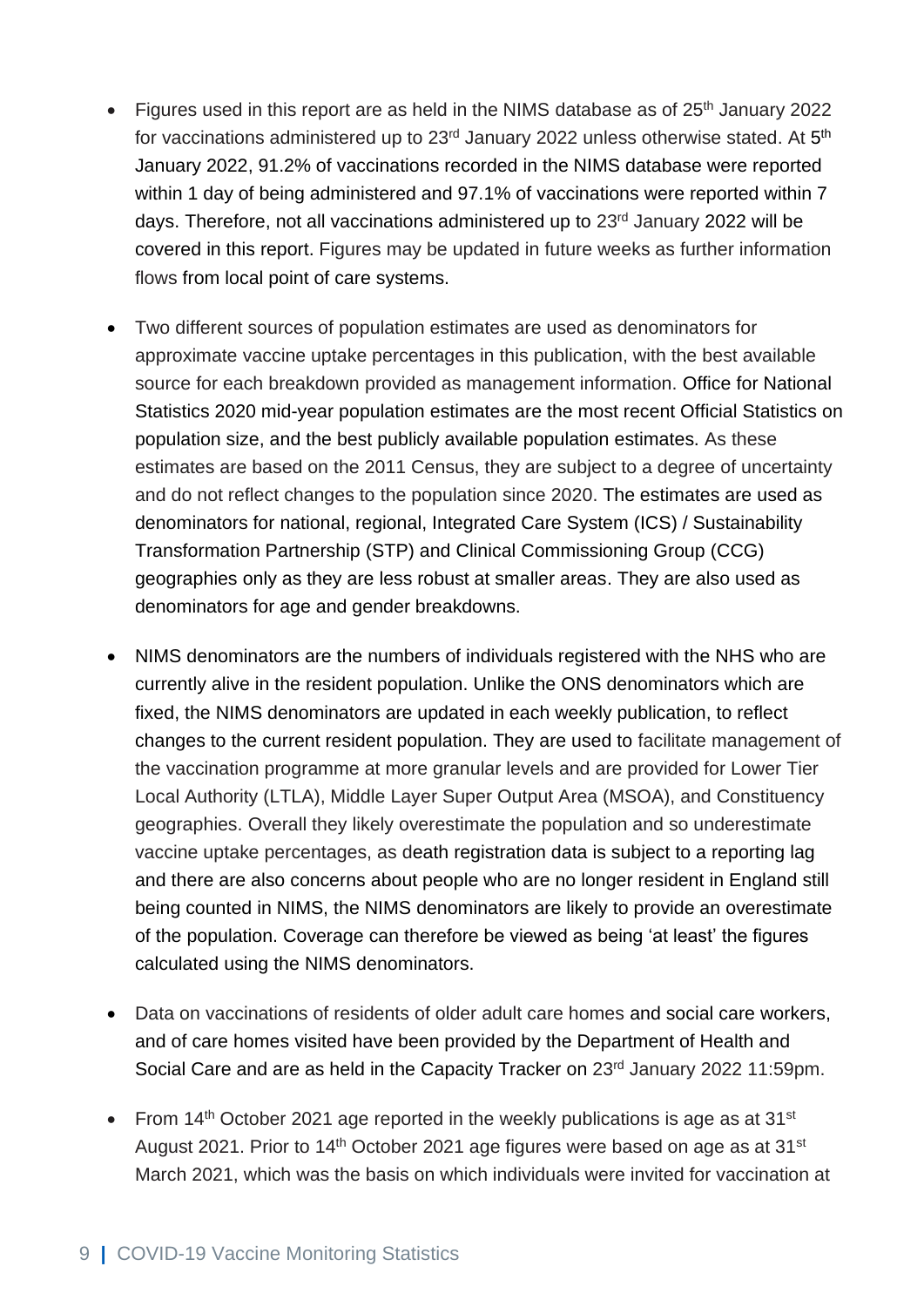- Figures used in this report are as held in the NIMS database as of 25th January 2022 for vaccinations administered up to 23rd January 2022 unless otherwise stated. At 5th January 2022, 91.2% of vaccinations recorded in the NIMS database were reported within 1 day of being administered and 97.1% of vaccinations were reported within 7 days. Therefore, not all vaccinations administered up to 23rd January 2022 will be covered in this report. Figures may be updated in future weeks as further information flows from local point of care systems.

- Two different sources of population estimates are used as denominators for approximate vaccine uptake percentages in this publication, with the best available source for each breakdown provided as management information. Office for National Statistics 2020 mid-year population estimates are the most recent Official Statistics on population size, and the best publicly available population estimates. As these estimates are based on the 2011 Census, they are subject to a degree of uncertainty and do not reflect changes to the population since 2020. The estimates are used as denominators for national, regional, Integrated Care System (ICS) / Sustainability Transformation Partnership (STP) and Clinical Commissioning Group (CCG) geographies only as they are less robust at smaller areas. They are also used as denominators for age and gender breakdowns.

- NIMS denominators are the numbers of individuals registered with the NHS who are currently alive in the resident population. Unlike the ONS denominators which are fixed, the NIMS denominators are updated in each weekly publication, to reflect changes to the current resident population. They are used to facilitate management of the vaccination programme at more granular levels and are provided for Lower Tier Local Authority (LTLA), Middle Layer Super Output Area (MSOA), and Constituency geographies. Overall they likely overestimate the population and so underestimate vaccine uptake percentages, as death registration data is subject to a reporting lag and there are also concerns about people who are no longer resident in England still being counted in NIMS, the NIMS denominators are likely to provide an overestimate of the population. Coverage can therefore be viewed as being 'at least' the figures calculated using the NIMS denominators.

- Data on vaccinations of residents of older adult care homes and social care workers, and of care homes visited have been provided by the Department of Health and Social Care and are as held in the Capacity Tracker on 23rd January 2022 11:59pm.

- From 14th October 2021 age reported in the weekly publications is age as at 31st August 2021. Prior to 14th October 2021 age figures were based on age as at 31st March 2021, which was the basis on which individuals were invited for vaccination at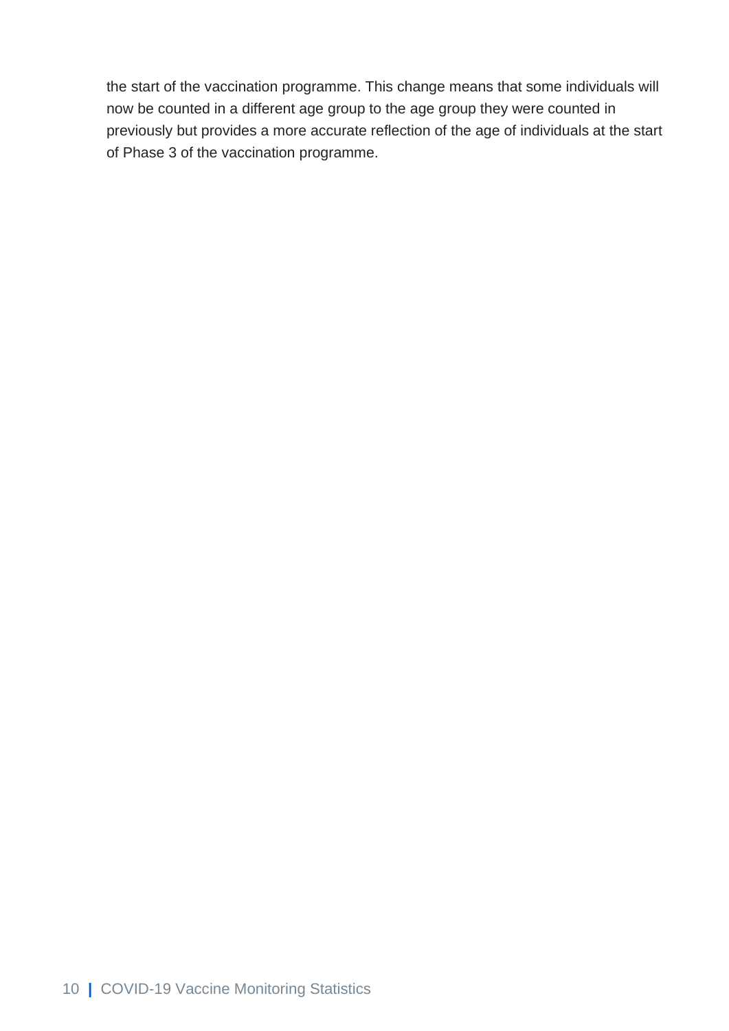the start of the vaccination programme. This change means that some individuals will now be counted in a different age group to the age group they were counted in previously but provides a more accurate reflection of the age of individuals at the start of Phase 3 of the vaccination programme.